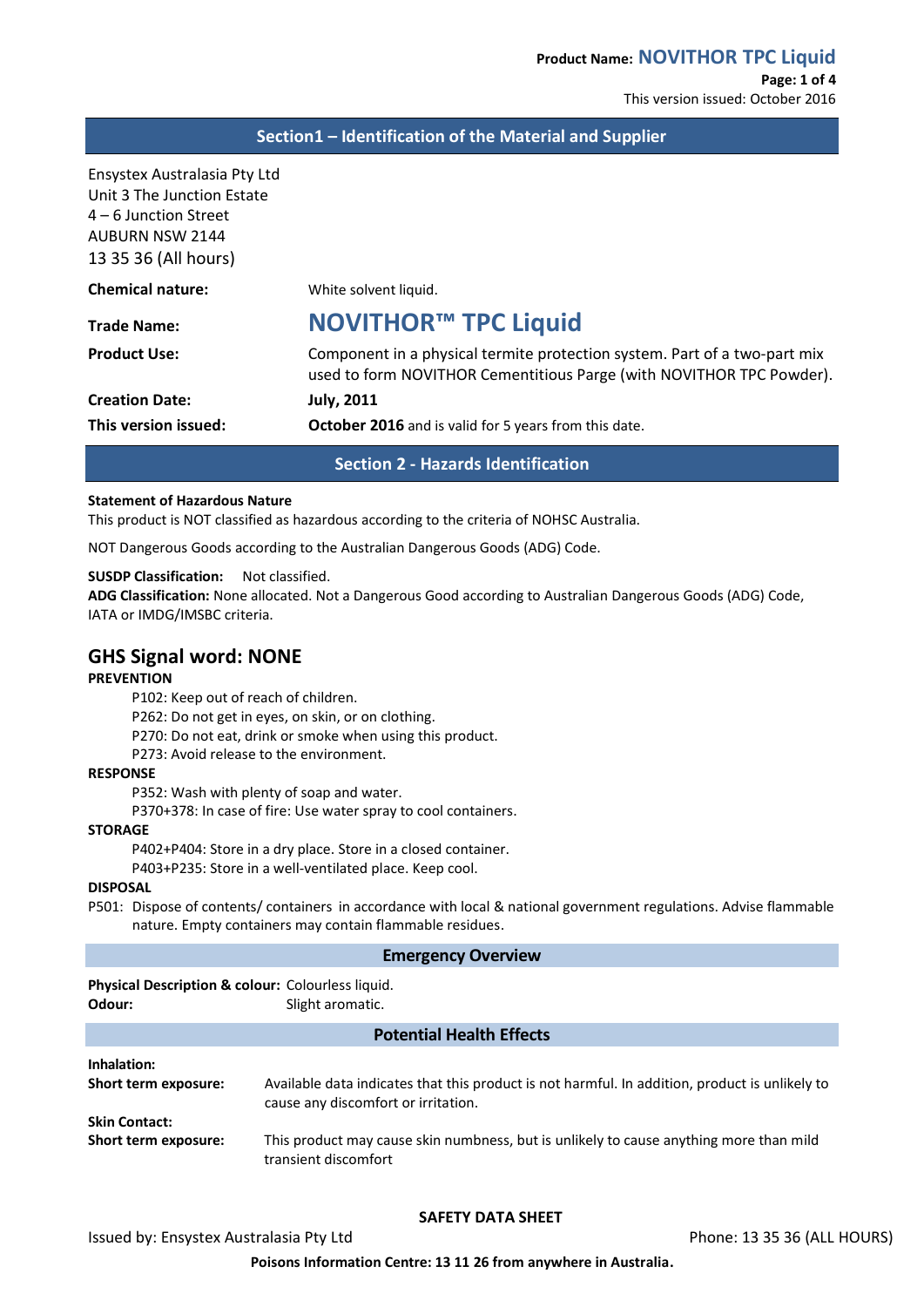## Section1 – Identification of the Material and Supplier

Ensystex Australasia Pty Ltd
Unit 3 The Junction Estate
4 – 6 Junction Street
AUBURN NSW 2144
13 35 36 (All hours)

| | |
|---|---|
| **Chemical nature:** | White solvent liquid. |
| **Trade Name:** | **NOVITHOR™ TPC Liquid** |
| **Product Use:** | Component in a physical termite protection system. Part of a two-part mix used to form NOVITHOR Cementitious Parge (with NOVITHOR TPC Powder). |
| **Creation Date:** | **July, 2011** |
| **This version issued:** | **October 2016** and is valid for 5 years from this date. |

## Section 2 - Hazards Identification

**Statement of Hazardous Nature**
This product is NOT classified as hazardous according to the criteria of NOHSC Australia.

NOT Dangerous Goods according to the Australian Dangerous Goods (ADG) Code.

**SUSDP Classification:** Not classified.
**ADG Classification:** None allocated. Not a Dangerous Good according to Australian Dangerous Goods (ADG) Code, IATA or IMDG/IMSBC criteria.

### GHS Signal word: NONE

**PREVENTION**

P102: Keep out of reach of children.
P262: Do not get in eyes, on skin, or on clothing.
P270: Do not eat, drink or smoke when using this product.
P273: Avoid release to the environment.

**RESPONSE**

P352: Wash with plenty of soap and water.
P370+378: In case of fire: Use water spray to cool containers.

**STORAGE**

P402+P404: Store in a dry place. Store in a closed container.
P403+P235: Store in a well-ventilated place. Keep cool.

**DISPOSAL**

P501: Dispose of contents/ containers in accordance with local & national government regulations. Advise flammable nature. Empty containers may contain flammable residues.

### Emergency Overview

**Physical Description & colour:** Colourless liquid.
**Odour:** Slight aromatic.

### Potential Health Effects

**Inhalation:**
**Short term exposure:** Available data indicates that this product is not harmful. In addition, product is unlikely to cause any discomfort or irritation.

**Skin Contact:**
**Short term exposure:** This product may cause skin numbness, but is unlikely to cause anything more than mild transient discomfort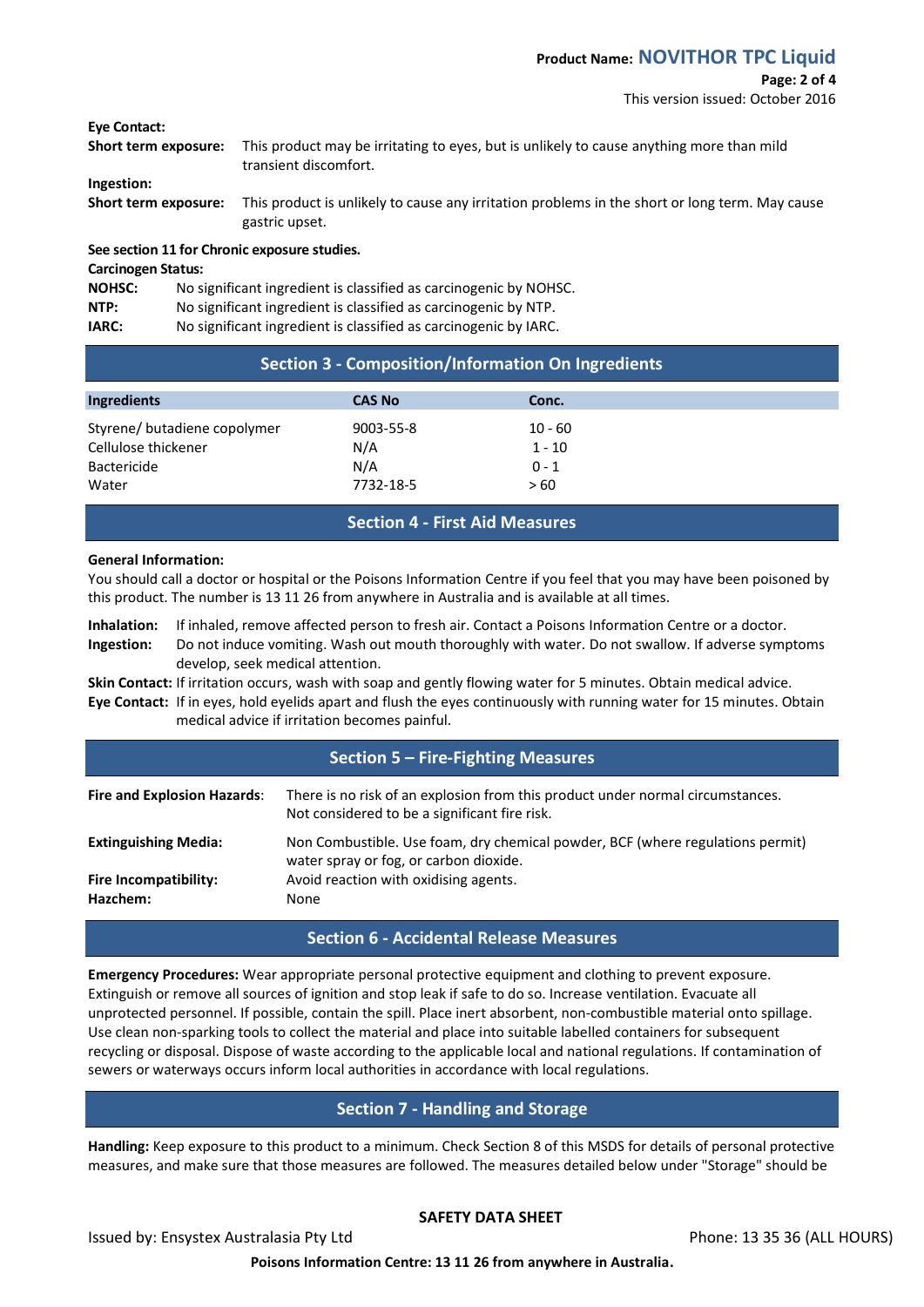**Eye Contact:**

**Short term exposure:** This product may be irritating to eyes, but is unlikely to cause anything more than mild transient discomfort.

**Ingestion:**

**Short term exposure:** This product is unlikely to cause any irritation problems in the short or long term. May cause gastric upset.

**See section 11 for Chronic exposure studies.**

**Carcinogen Status:**

**NOHSC:** No significant ingredient is classified as carcinogenic by NOHSC.
**NTP:** No significant ingredient is classified as carcinogenic by NTP.
**IARC:** No significant ingredient is classified as carcinogenic by IARC.

## Section 3 - Composition/Information On Ingredients

| Ingredients | CAS No | Conc. |
|---|---|---|
| Styrene/ butadiene copolymer | 9003-55-8 | 10 - 60 |
| Cellulose thickener | N/A | 1 - 10 |
| Bactericide | N/A | 0 - 1 |
| Water | 7732-18-5 | > 60 |

## Section 4 - First Aid Measures

**General Information:**

You should call a doctor or hospital or the Poisons Information Centre if you feel that you may have been poisoned by this product. The number is 13 11 26 from anywhere in Australia and is available at all times.

**Inhalation:** If inhaled, remove affected person to fresh air. Contact a Poisons Information Centre or a doctor.

**Ingestion:** Do not induce vomiting. Wash out mouth thoroughly with water. Do not swallow. If adverse symptoms develop, seek medical attention.

**Skin Contact:** If irritation occurs, wash with soap and gently flowing water for 5 minutes. Obtain medical advice.

**Eye Contact:** If in eyes, hold eyelids apart and flush the eyes continuously with running water for 15 minutes. Obtain medical advice if irritation becomes painful.

## Section 5 – Fire-Fighting Measures

**Fire and Explosion Hazards:** There is no risk of an explosion from this product under normal circumstances. Not considered to be a significant fire risk.

**Extinguishing Media:** Non Combustible. Use foam, dry chemical powder, BCF (where regulations permit) water spray or fog, or carbon dioxide.

**Fire Incompatibility:** Avoid reaction with oxidising agents.

**Hazchem:** None

## Section 6 - Accidental Release Measures

**Emergency Procedures:** Wear appropriate personal protective equipment and clothing to prevent exposure. Extinguish or remove all sources of ignition and stop leak if safe to do so. Increase ventilation. Evacuate all unprotected personnel. If possible, contain the spill. Place inert absorbent, non-combustible material onto spillage. Use clean non-sparking tools to collect the material and place into suitable labelled containers for subsequent recycling or disposal. Dispose of waste according to the applicable local and national regulations. If contamination of sewers or waterways occurs inform local authorities in accordance with local regulations.

## Section 7 - Handling and Storage

**Handling:** Keep exposure to this product to a minimum. Check Section 8 of this MSDS for details of personal protective measures, and make sure that those measures are followed. The measures detailed below under "Storage" should be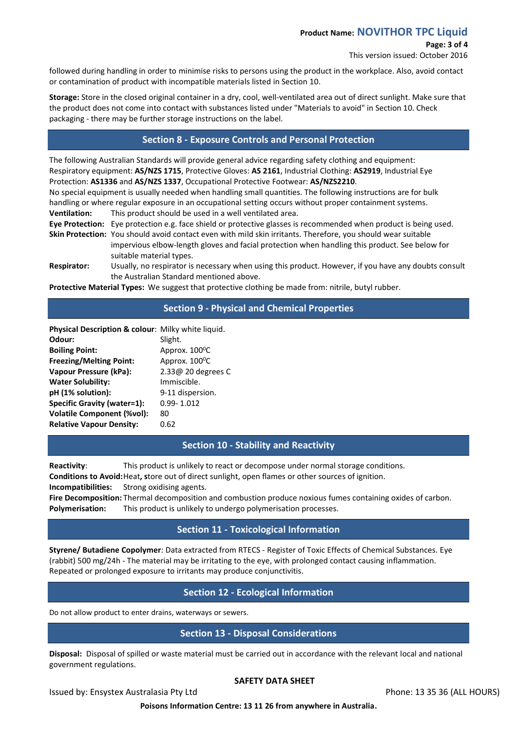followed during handling in order to minimise risks to persons using the product in the workplace. Also, avoid contact or contamination of product with incompatible materials listed in Section 10.

**Storage:** Store in the closed original container in a dry, cool, well-ventilated area out of direct sunlight. Make sure that the product does not come into contact with substances listed under "Materials to avoid" in Section 10. Check packaging - there may be further storage instructions on the label.

## Section 8 - Exposure Controls and Personal Protection

The following Australian Standards will provide general advice regarding safety clothing and equipment: Respiratory equipment: **AS/NZS 1715**, Protective Gloves: **AS 2161**, Industrial Clothing: **AS2919**, Industrial Eye Protection: **AS1336** and **AS/NZS 1337**, Occupational Protective Footwear: **AS/NZS2210**.

No special equipment is usually needed when handling small quantities. The following instructions are for bulk handling or where regular exposure in an occupational setting occurs without proper containment systems.

**Ventilation:** This product should be used in a well ventilated area.

**Eye Protection:** Eye protection e.g. face shield or protective glasses is recommended when product is being used.

**Skin Protection:** You should avoid contact even with mild skin irritants. Therefore, you should wear suitable impervious elbow-length gloves and facial protection when handling this product. See below for suitable material types.

**Respirator:** Usually, no respirator is necessary when using this product. However, if you have any doubts consult the Australian Standard mentioned above.

**Protective Material Types:** We suggest that protective clothing be made from: nitrile, butyl rubber.

## Section 9 - Physical and Chemical Properties

| | |
|---|---|
| **Physical Description & colour**: | Milky white liquid. |
| **Odour:** | Slight. |
| **Boiling Point:** | Approx. 100$^0$C |
| **Freezing/Melting Point:** | Approx. 100$^0$C |
| **Vapour Pressure (kPa):** | 2.33@ 20 degrees C |
| **Water Solubility:** | Immiscible. |
| **pH (1% solution):** | 9-11 dispersion. |
| **Specific Gravity (water=1):** | 0.99- 1.012 |
| **Volatile Component (%vol):** | 80 |
| **Relative Vapour Density:** | 0.62 |

## Section 10 - Stability and Reactivity

**Reactivity**: This product is unlikely to react or decompose under normal storage conditions.

**Conditions to Avoid:** Heat**, s**tore out of direct sunlight, open flames or other sources of ignition.

**Incompatibilities:** Strong oxidising agents.

**Fire Decomposition:** Thermal decomposition and combustion produce noxious fumes containing oxides of carbon.

**Polymerisation:** This product is unlikely to undergo polymerisation processes.

## Section 11 - Toxicological Information

**Styrene/ Butadiene Copolymer**: Data extracted from RTECS - Register of Toxic Effects of Chemical Substances. Eye (rabbit) 500 mg/24h - The material may be irritating to the eye, with prolonged contact causing inflammation. Repeated or prolonged exposure to irritants may produce conjunctivitis.

## Section 12 - Ecological Information

Do not allow product to enter drains, waterways or sewers.

## Section 13 - Disposal Considerations

**Disposal:** Disposal of spilled or waste material must be carried out in accordance with the relevant local and national government regulations.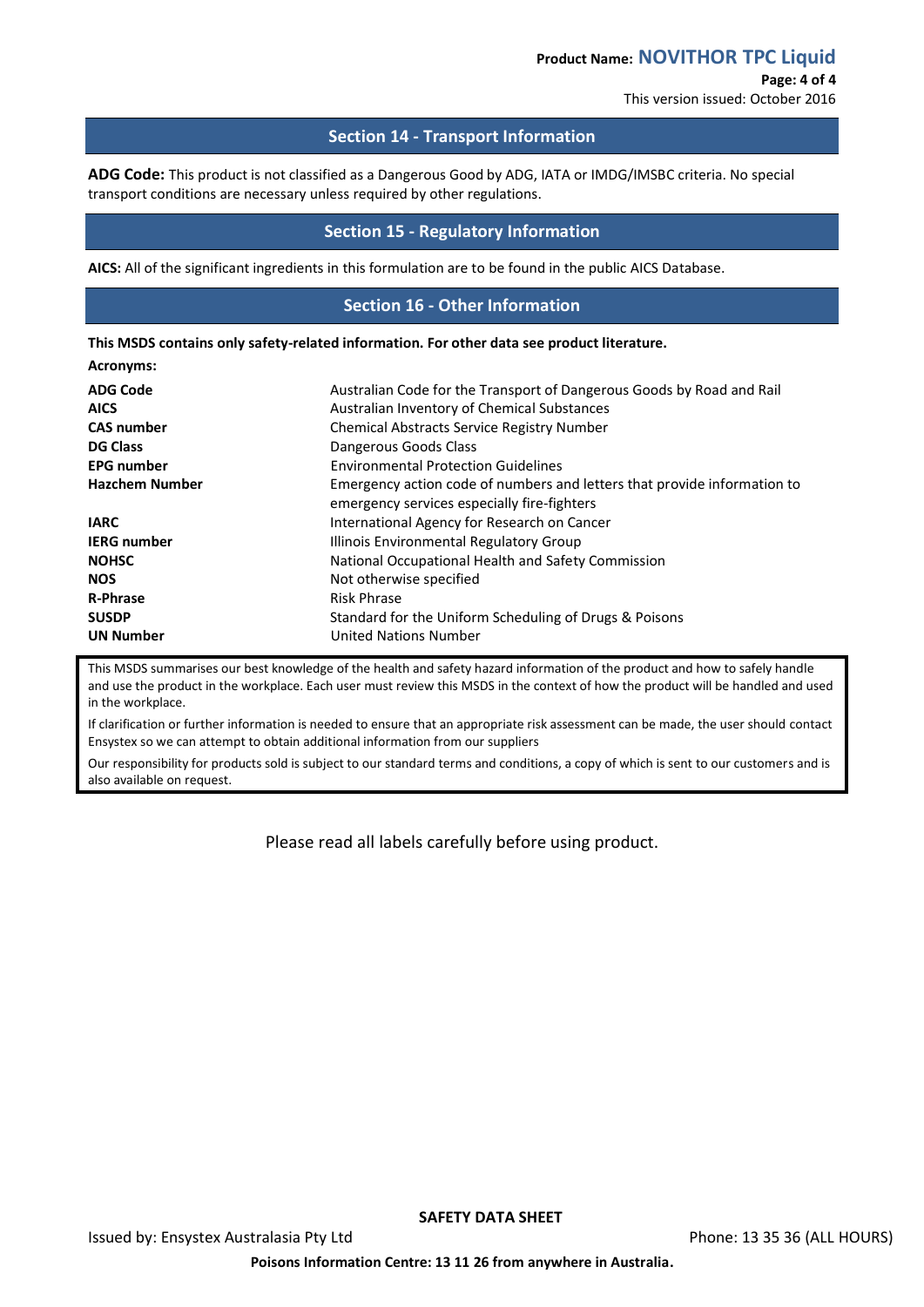## Section 14 - Transport Information

**ADG Code:** This product is not classified as a Dangerous Good by ADG, IATA or IMDG/IMSBC criteria. No special transport conditions are necessary unless required by other regulations.

## Section 15 - Regulatory Information

**AICS:** All of the significant ingredients in this formulation are to be found in the public AICS Database.

## Section 16 - Other Information

**This MSDS contains only safety-related information. For other data see product literature.**

**Acronyms:**

| | |
|---|---|
| **ADG Code** | Australian Code for the Transport of Dangerous Goods by Road and Rail |
| **AICS** | Australian Inventory of Chemical Substances |
| **CAS number** | Chemical Abstracts Service Registry Number |
| **DG Class** | Dangerous Goods Class |
| **EPG number** | Environmental Protection Guidelines |
| **Hazchem Number** | Emergency action code of numbers and letters that provide information to emergency services especially fire-fighters |
| **IARC** | International Agency for Research on Cancer |
| **IERG number** | Illinois Environmental Regulatory Group |
| **NOHSC** | National Occupational Health and Safety Commission |
| **NOS** | Not otherwise specified |
| **R-Phrase** | Risk Phrase |
| **SUSDP** | Standard for the Uniform Scheduling of Drugs & Poisons |
| **UN Number** | United Nations Number |

This MSDS summarises our best knowledge of the health and safety hazard information of the product and how to safely handle and use the product in the workplace. Each user must review this MSDS in the context of how the product will be handled and used in the workplace.

If clarification or further information is needed to ensure that an appropriate risk assessment can be made, the user should contact Ensystex so we can attempt to obtain additional information from our suppliers

Our responsibility for products sold is subject to our standard terms and conditions, a copy of which is sent to our customers and is also available on request.

Please read all labels carefully before using product.